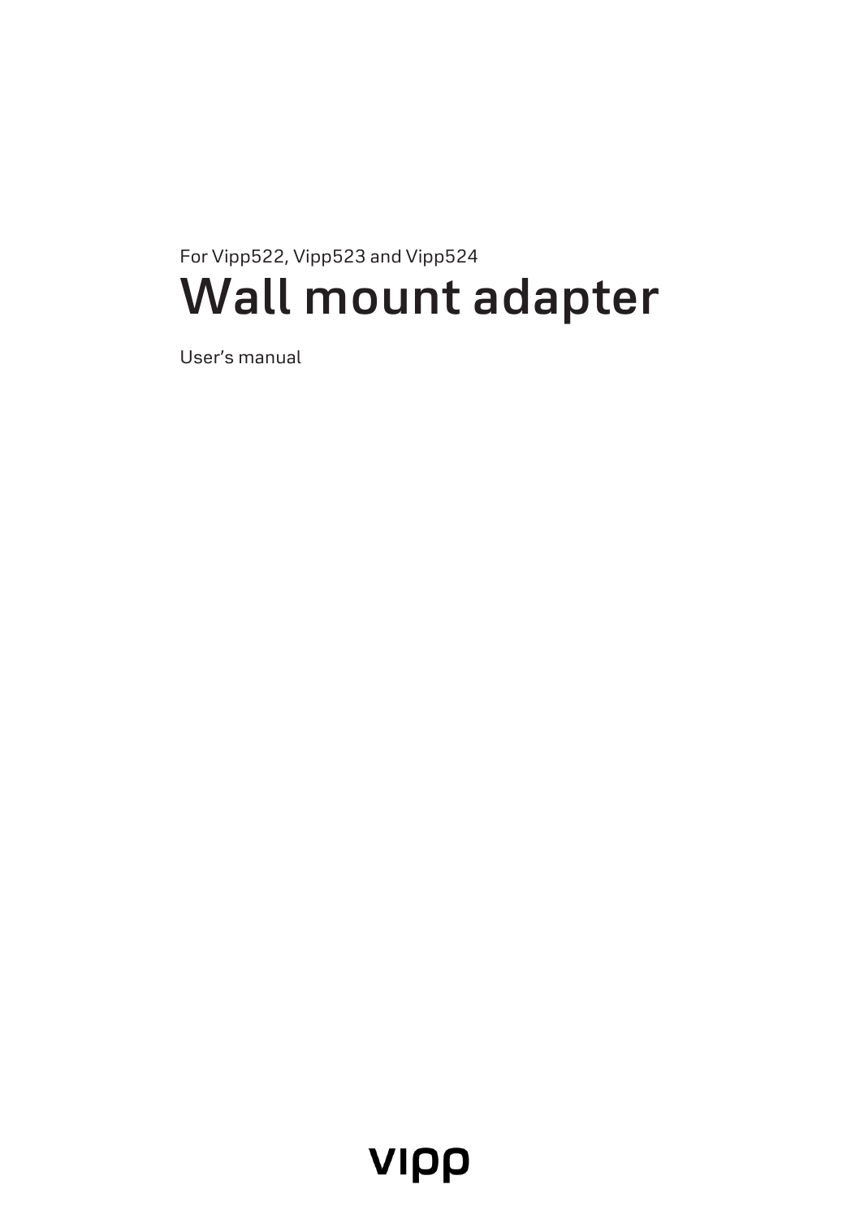For Vipp522, Vipp523 and Vipp524

# Wall mount adapter

User’s manual

vipp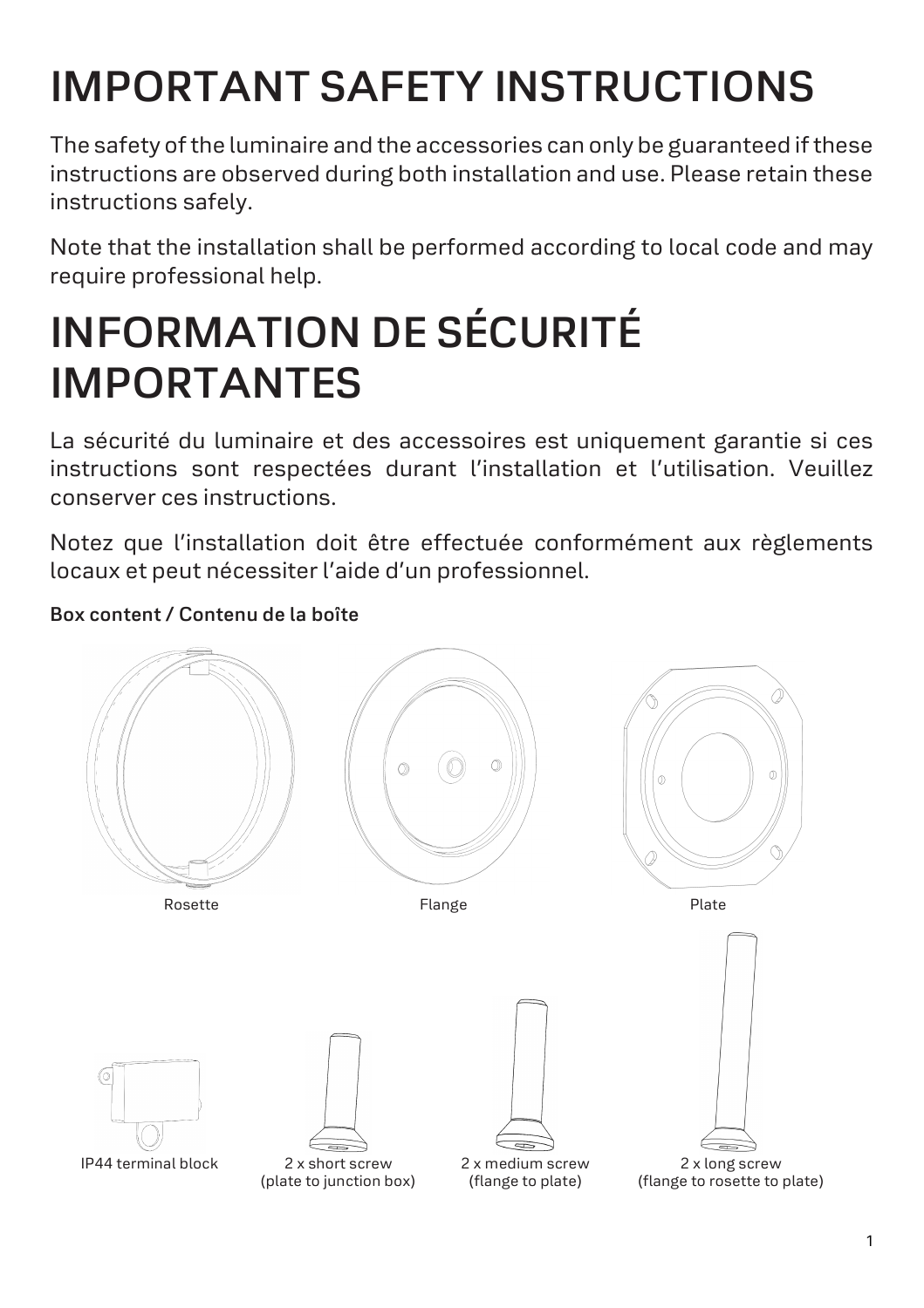# IMPORTANT SAFETY INSTRUCTIONS

The safety of the luminaire and the accessories can only be guaranteed if these instructions are observed during both installation and use. Please retain these instructions safely.

Note that the installation shall be performed according to local code and may require professional help.

# INFORMATION DE SÉCURITÉ IMPORTANTES

La sécurité du luminaire et des accessoires est uniquement garantie si ces instructions sont respectées durant l'installation et l'utilisation. Veuillez conserver ces instructions.

Notez que l'installation doit être effectuée conformément aux règlements locaux et peut nécessiter l'aide d'un professionnel.

**Box content / Contenu de la boîte**

Rosette

Flange

Plate

IP44 terminal block

2 x short screw (plate to junction box)

2 x medium screw (flange to plate)

2 x long screw (flange to rosette to plate)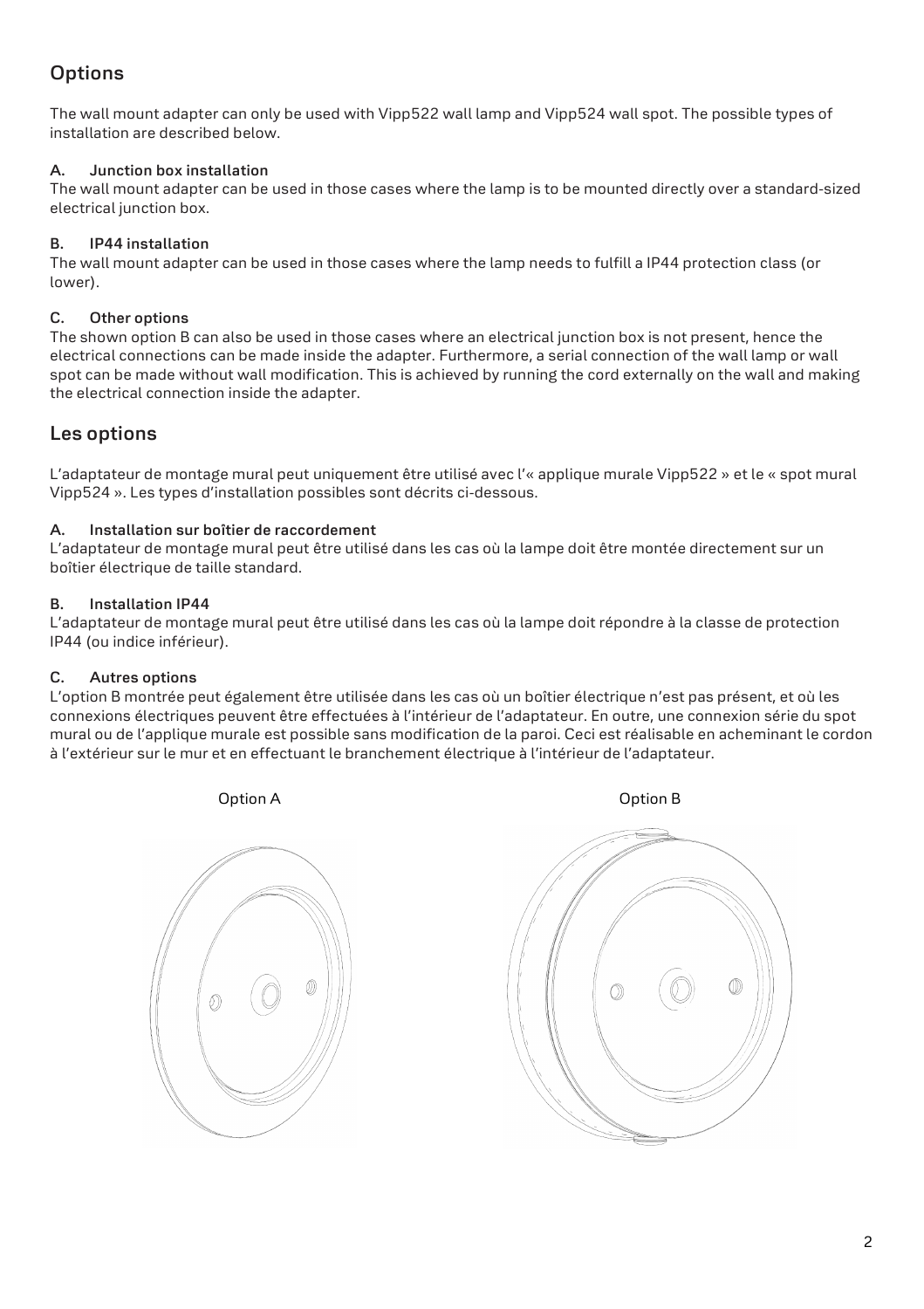## Options

The wall mount adapter can only be used with Vipp522 wall lamp and Vipp524 wall spot. The possible types of installation are described below.

**A. Junction box installation**

The wall mount adapter can be used in those cases where the lamp is to be mounted directly over a standard-sized electrical junction box.

**B. IP44 installation**

The wall mount adapter can be used in those cases where the lamp needs to fulfill a IP44 protection class (or lower).

**C. Other options**

The shown option B can also be used in those cases where an electrical junction box is not present, hence the electrical connections can be made inside the adapter. Furthermore, a serial connection of the wall lamp or wall spot can be made without wall modification. This is achieved by running the cord externally on the wall and making the electrical connection inside the adapter.

## Les options

L'adaptateur de montage mural peut uniquement être utilisé avec l'« applique murale Vipp522 » et le « spot mural Vipp524 ». Les types d'installation possibles sont décrits ci-dessous.

**A. Installation sur boîtier de raccordement**

L'adaptateur de montage mural peut être utilisé dans les cas où la lampe doit être montée directement sur un boîtier électrique de taille standard.

**B. Installation IP44**

L'adaptateur de montage mural peut être utilisé dans les cas où la lampe doit répondre à la classe de protection IP44 (ou indice inférieur).

**C. Autres options**

L'option B montrée peut également être utilisée dans les cas où un boîtier électrique n'est pas présent, et où les connexions électriques peuvent être effectuées à l'intérieur de l'adaptateur. En outre, une connexion série du spot mural ou de l'applique murale est possible sans modification de la paroi. Ceci est réalisable en acheminant le cordon à l'extérieur sur le mur et en effectuant le branchement électrique à l'intérieur de l'adaptateur.

Option A

Option B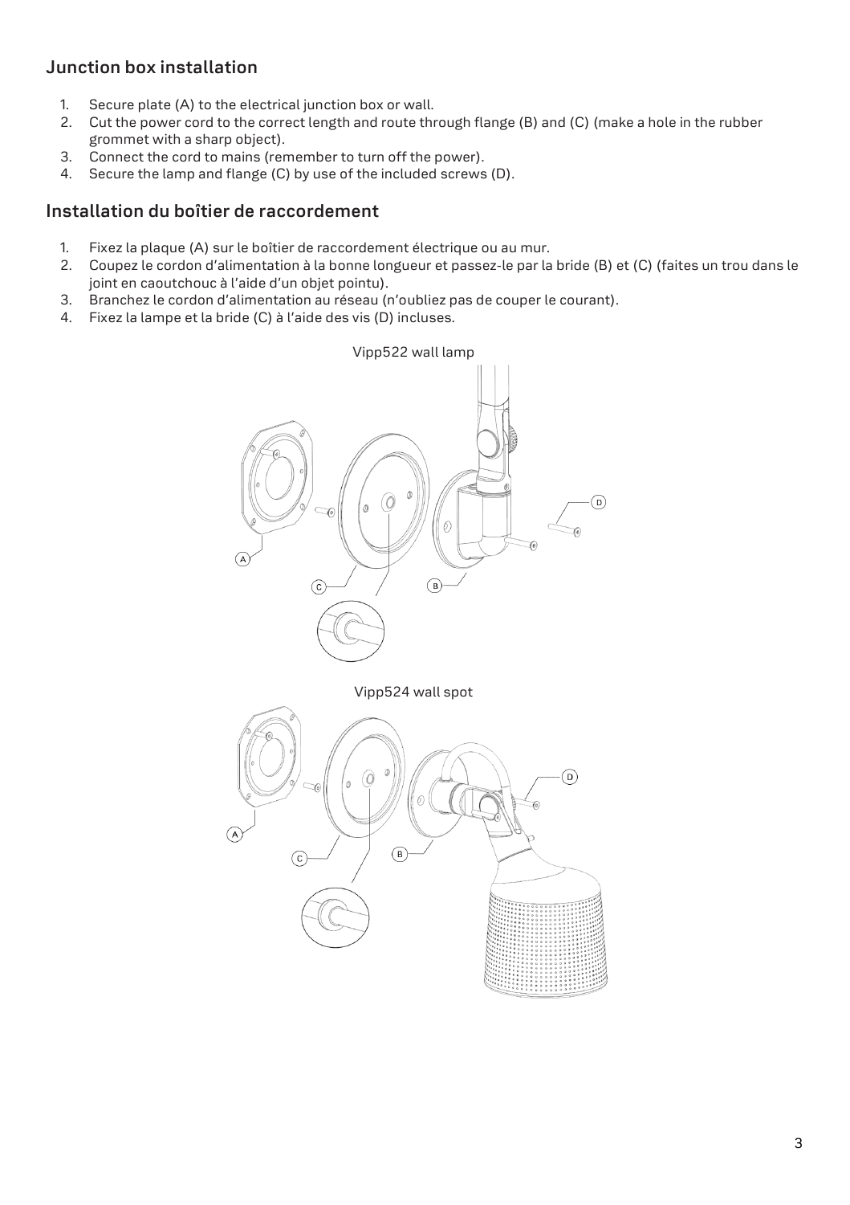## Junction box installation

1. Secure plate (A) to the electrical junction box or wall.
2. Cut the power cord to the correct length and route through flange (B) and (C) (make a hole in the rubber grommet with a sharp object).
3. Connect the cord to mains (remember to turn off the power).
4. Secure the lamp and flange (C) by use of the included screws (D).

## Installation du boîtier de raccordement

1. Fixez la plaque (A) sur le boîtier de raccordement électrique ou au mur.
2. Coupez le cordon d'alimentation à la bonne longueur et passez-le par la bride (B) et (C) (faites un trou dans le joint en caoutchouc à l'aide d'un objet pointu).
3. Branchez le cordon d'alimentation au réseau (n'oubliez pas de couper le courant).
4. Fixez la lampe et la bride (C) à l'aide des vis (D) incluses.

Vipp522 wall lamp

Vipp524 wall spot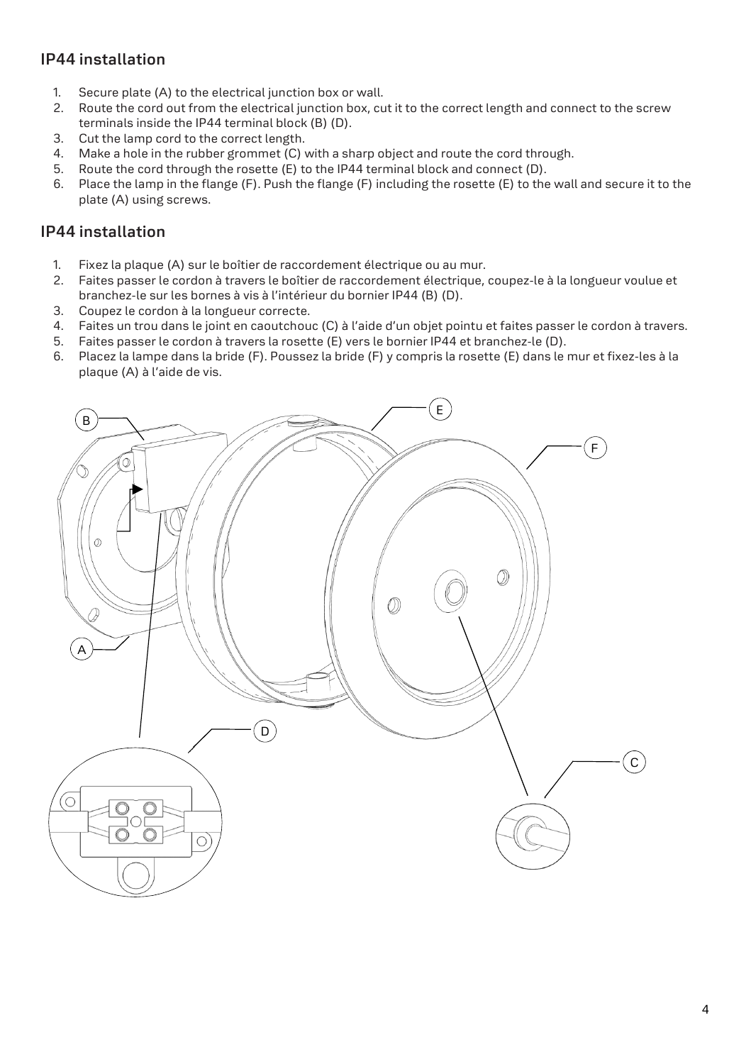## IP44 installation

1. Secure plate (A) to the electrical junction box or wall.
2. Route the cord out from the electrical junction box, cut it to the correct length and connect to the screw terminals inside the IP44 terminal block (B) (D).
3. Cut the lamp cord to the correct length.
4. Make a hole in the rubber grommet (C) with a sharp object and route the cord through.
5. Route the cord through the rosette (E) to the IP44 terminal block and connect (D).
6. Place the lamp in the flange (F). Push the flange (F) including the rosette (E) to the wall and secure it to the plate (A) using screws.

## IP44 installation

1. Fixez la plaque (A) sur le boîtier de raccordement électrique ou au mur.
2. Faites passer le cordon à travers le boîtier de raccordement électrique, coupez-le à la longueur voulue et branchez-le sur les bornes à vis à l'intérieur du bornier IP44 (B) (D).
3. Coupez le cordon à la longueur correcte.
4. Faites un trou dans le joint en caoutchouc (C) à l'aide d'un objet pointu et faites passer le cordon à travers.
5. Faites passer le cordon à travers la rosette (E) vers le bornier IP44 et branchez-le (D).
6. Placez la lampe dans la bride (F). Poussez la bride (F) y compris la rosette (E) dans le mur et fixez-les à la plaque (A) à l'aide de vis.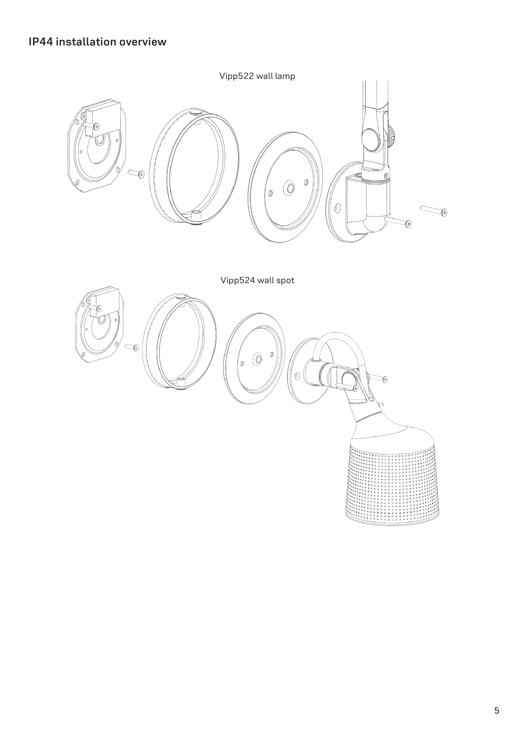## IP44 installation overview

Vipp522 wall lamp

Vipp524 wall spot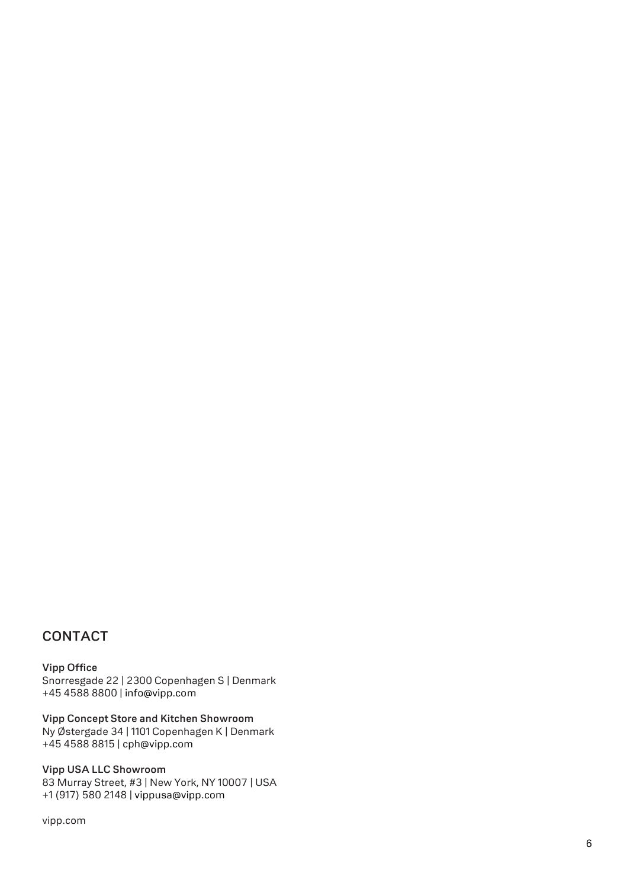## CONTACT

**Vipp Office**
Snorresgade 22 | 2300 Copenhagen S | Denmark
+45 4588 8800 | info@vipp.com

**Vipp Concept Store and Kitchen Showroom**
Ny Østergade 34 | 1101 Copenhagen K | Denmark
+45 4588 8815 | cph@vipp.com

**Vipp USA LLC Showroom**
83 Murray Street, #3 | New York, NY 10007 | USA
+1 (917) 580 2148 | vippusa@vipp.com

vipp.com